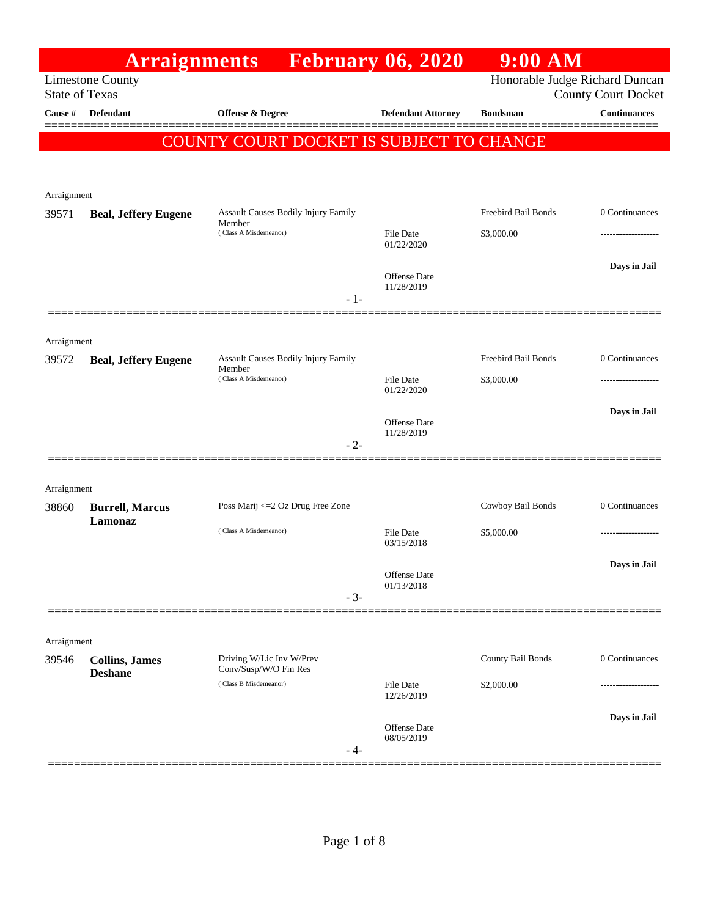# Arraignments February 06, 2020 9:00 AM

Limestone County
State of Texas

Honorable Judge Richard Duncan
County Court Docket

**COUNTY COURT DOCKET IS SUBJECT TO CHANGE**

| Cause # | Defendant | Offense & Degree | Defendant Attorney | Bondsman | Continuances |
|---|---|---|---|---|---|
| Arraignment | | | | | |
| 39571 | **Beal, Jeffery Eugene** | Assault Causes Bodily Injury Family Member (Class A Misdemeanor) | File Date 01/22/2020<br>Offense Date 11/28/2019 | Freebird Bail Bonds<br>$3,000.00 | 0 Continuances<br>-------------------<br>**Days in Jail** |
| | | - 1- | | | |
| Arraignment | | | | | |
| 39572 | **Beal, Jeffery Eugene** | Assault Causes Bodily Injury Family Member (Class A Misdemeanor) | File Date 01/22/2020<br>Offense Date 11/28/2019 | Freebird Bail Bonds<br>$3,000.00 | 0 Continuances<br>-------------------<br>**Days in Jail** |
| | | - 2- | | | |
| Arraignment | | | | | |
| 38860 | **Burrell, Marcus Lamonaz** | Poss Marij <=2 Oz Drug Free Zone (Class A Misdemeanor) | File Date 03/15/2018<br>Offense Date 01/13/2018 | Cowboy Bail Bonds<br>$5,000.00 | 0 Continuances<br>-------------------<br>**Days in Jail** |
| | | - 3- | | | |
| Arraignment | | | | | |
| 39546 | **Collins, James Deshane** | Driving W/Lic Inv W/Prev Conv/Susp/W/O Fin Res (Class B Misdemeanor) | File Date 12/26/2019<br>Offense Date 08/05/2019 | County Bail Bonds<br>$2,000.00 | 0 Continuances<br>-------------------<br>**Days in Jail** |
| | | - 4- | | | |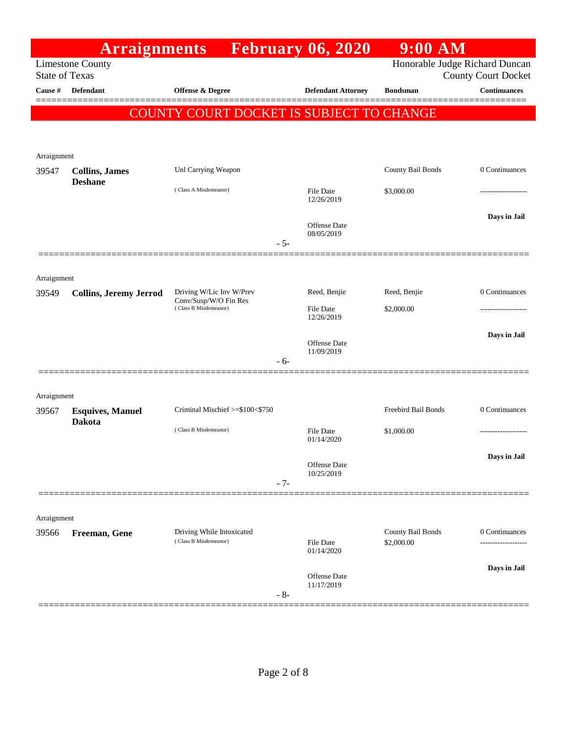# Arraignments February 06, 2020 9:00 AM

Limestone County
State of Texas

Honorable Judge Richard Duncan
County Court Docket

**COUNTY COURT DOCKET IS SUBJECT TO CHANGE**

| Cause # | Defendant | Offense & Degree | Defendant Attorney | Bondsman | Continuances |
|---|---|---|---|---|---|
| Arraignment | | | | | |
| 39547 | **Collins, James Deshane** | Unl Carrying Weapon (Class A Misdemeanor) | File Date 12/26/2019; Offense Date 08/05/2019 | County Bail Bonds $3,000.00 | 0 Continuances; Days in Jail |
| | | - 5- | | | |
| Arraignment | | | | | |
| 39549 | **Collins, Jeremy Jerrod** | Driving W/Lic Inv W/Prev Conv/Susp/W/O Fin Res (Class B Misdemeanor) | Reed, Benjie; File Date 12/26/2019; Offense Date 11/09/2019 | Reed, Benjie $2,000.00 | 0 Continuances; Days in Jail |
| | | - 6- | | | |
| Arraignment | | | | | |
| 39567 | **Esquives, Manuel Dakota** | Criminal Mischief >=$100<$750 (Class B Misdemeanor) | File Date 01/14/2020; Offense Date 10/25/2019 | Freebird Bail Bonds $1,000.00 | 0 Continuances; Days in Jail |
| | | - 7- | | | |
| Arraignment | | | | | |
| 39566 | **Freeman, Gene** | Driving While Intoxicated (Class B Misdemeanor) | File Date 01/14/2020; Offense Date 11/17/2019 | County Bail Bonds $2,000.00 | 0 Continuances; Days in Jail |
| | | - 8- | | | |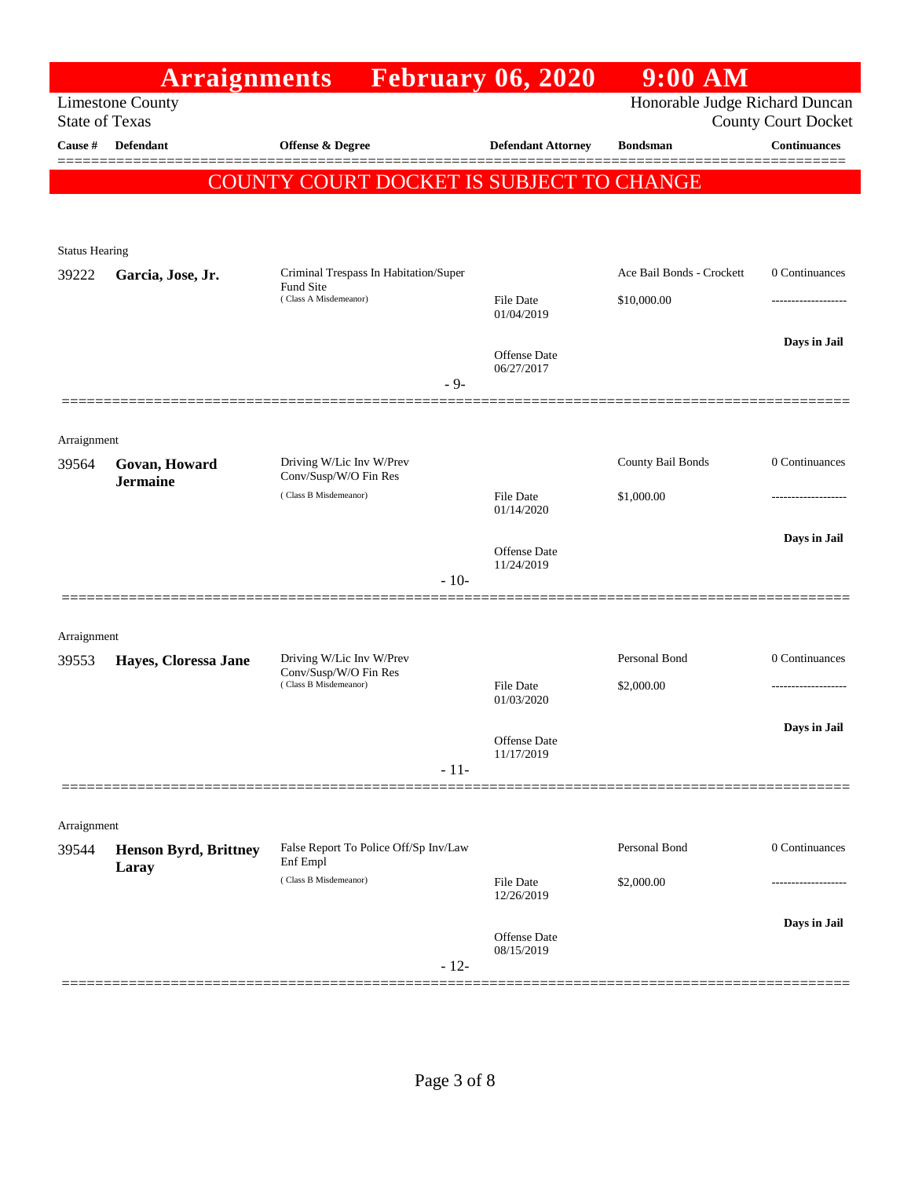# Arraignments February 06, 2020 9:00 AM

Limestone County
State of Texas

Honorable Judge Richard Duncan
County Court Docket

**COUNTY COURT DOCKET IS SUBJECT TO CHANGE**

| Cause # | Defendant | Offense & Degree | Defendant Attorney | Bondsman | Continuances |
|---|---|---|---|---|---|
| **Status Hearing** | | | | | |
| 39222 | **Garcia, Jose, Jr.** | Criminal Trespass In Habitation/Super Fund Site (Class A Misdemeanor) | File Date 01/04/2019 | Ace Bail Bonds - Crockett | 0 Continuances |
| | | | Offense Date 06/27/2017 | $10,000.00 | Days in Jail |
| | | - 9- | | | |
| **Arraignment** | | | | | |
| 39564 | **Govan, Howard Jermaine** | Driving W/Lic Inv W/Prev Conv/Susp/W/O Fin Res (Class B Misdemeanor) | File Date 01/14/2020 | County Bail Bonds | 0 Continuances |
| | | | Offense Date 11/24/2019 | $1,000.00 | Days in Jail |
| | | - 10- | | | |
| **Arraignment** | | | | | |
| 39553 | **Hayes, Cloressa Jane** | Driving W/Lic Inv W/Prev Conv/Susp/W/O Fin Res (Class B Misdemeanor) | File Date 01/03/2020 | Personal Bond | 0 Continuances |
| | | | Offense Date 11/17/2019 | $2,000.00 | Days in Jail |
| | | - 11- | | | |
| **Arraignment** | | | | | |
| 39544 | **Henson Byrd, Brittney Laray** | False Report To Police Off/Sp Inv/Law Enf Empl (Class B Misdemeanor) | File Date 12/26/2019 | Personal Bond | 0 Continuances |
| | | | Offense Date 08/15/2019 | $2,000.00 | Days in Jail |
| | | - 12- | | | |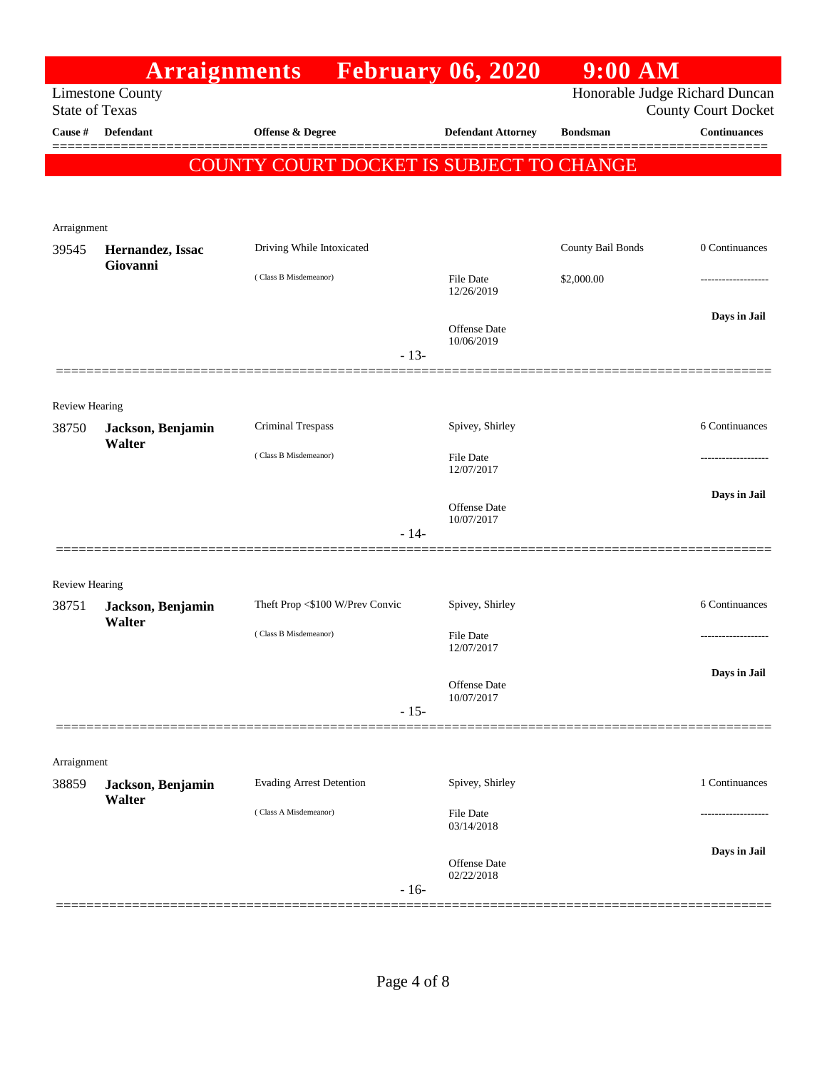# Arraignments February 06, 2020 9:00 AM

Limestone County
State of Texas

Honorable Judge Richard Duncan
County Court Docket

**COUNTY COURT DOCKET IS SUBJECT TO CHANGE**

| Cause # | Defendant | Offense & Degree | Defendant Attorney | Bondsman | Continuances |
|---|---|---|---|---|---|
| *Arraignment* | | | | | |
| 39545 | **Hernandez, Issac Giovanni** | Driving While Intoxicated (Class B Misdemeanor) | File Date 12/26/2019; Offense Date 10/06/2019 | County Bail Bonds $2,000.00 | 0 Continuances; Days in Jail |
| | | - 13- | | | |
| *Review Hearing* | | | | | |
| 38750 | **Jackson, Benjamin Walter** | Criminal Trespass (Class B Misdemeanor) | Spivey, Shirley; File Date 12/07/2017; Offense Date 10/07/2017 | | 6 Continuances; Days in Jail |
| | | - 14- | | | |
| *Review Hearing* | | | | | |
| 38751 | **Jackson, Benjamin Walter** | Theft Prop <$100 W/Prev Convic (Class B Misdemeanor) | Spivey, Shirley; File Date 12/07/2017; Offense Date 10/07/2017 | | 6 Continuances; Days in Jail |
| | | - 15- | | | |
| *Arraignment* | | | | | |
| 38859 | **Jackson, Benjamin Walter** | Evading Arrest Detention (Class A Misdemeanor) | Spivey, Shirley; File Date 03/14/2018; Offense Date 02/22/2018 | | 1 Continuances; Days in Jail |
| | | - 16- | | | |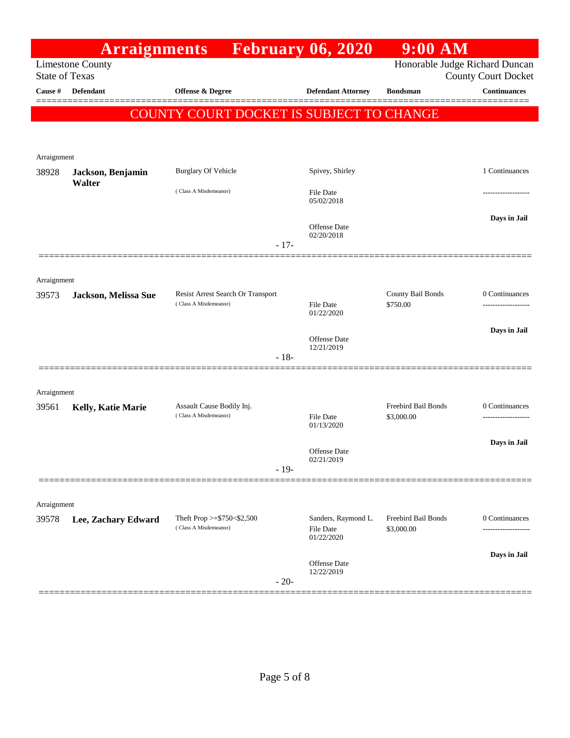# Arraignments February 06, 2020 9:00 AM

Limestone County
State of Texas

Honorable Judge Richard Duncan
County Court Docket

**COUNTY COURT DOCKET IS SUBJECT TO CHANGE**

| Cause # | Defendant | Offense & Degree | Defendant Attorney | Bondsman | Continuances |
|---|---|---|---|---|---|
| Arraignment | | | | | |
| 38928 | **Jackson, Benjamin Walter** | Burglary Of Vehicle (Class A Misdemeanor) | Spivey, Shirley; File Date 05/02/2018; Offense Date 02/20/2018 | | 1 Continuances; Days in Jail |
| | | | - 17- | | |
| Arraignment | | | | | |
| 39573 | **Jackson, Melissa Sue** | Resist Arrest Search Or Transport (Class A Misdemeanor) | File Date 01/22/2020; Offense Date 12/21/2019 | County Bail Bonds $750.00 | 0 Continuances; Days in Jail |
| | | | - 18- | | |
| Arraignment | | | | | |
| 39561 | **Kelly, Katie Marie** | Assault Cause Bodily Inj. (Class A Misdemeanor) | File Date 01/13/2020; Offense Date 02/21/2019 | Freebird Bail Bonds $3,000.00 | 0 Continuances; Days in Jail |
| | | | - 19- | | |
| Arraignment | | | | | |
| 39578 | **Lee, Zachary Edward** | Theft Prop >=$750<$2,500 (Class A Misdemeanor) | Sanders, Raymond L.; File Date 01/22/2020; Offense Date 12/22/2019 | Freebird Bail Bonds $3,000.00 | 0 Continuances; Days in Jail |
| | | | - 20- | | |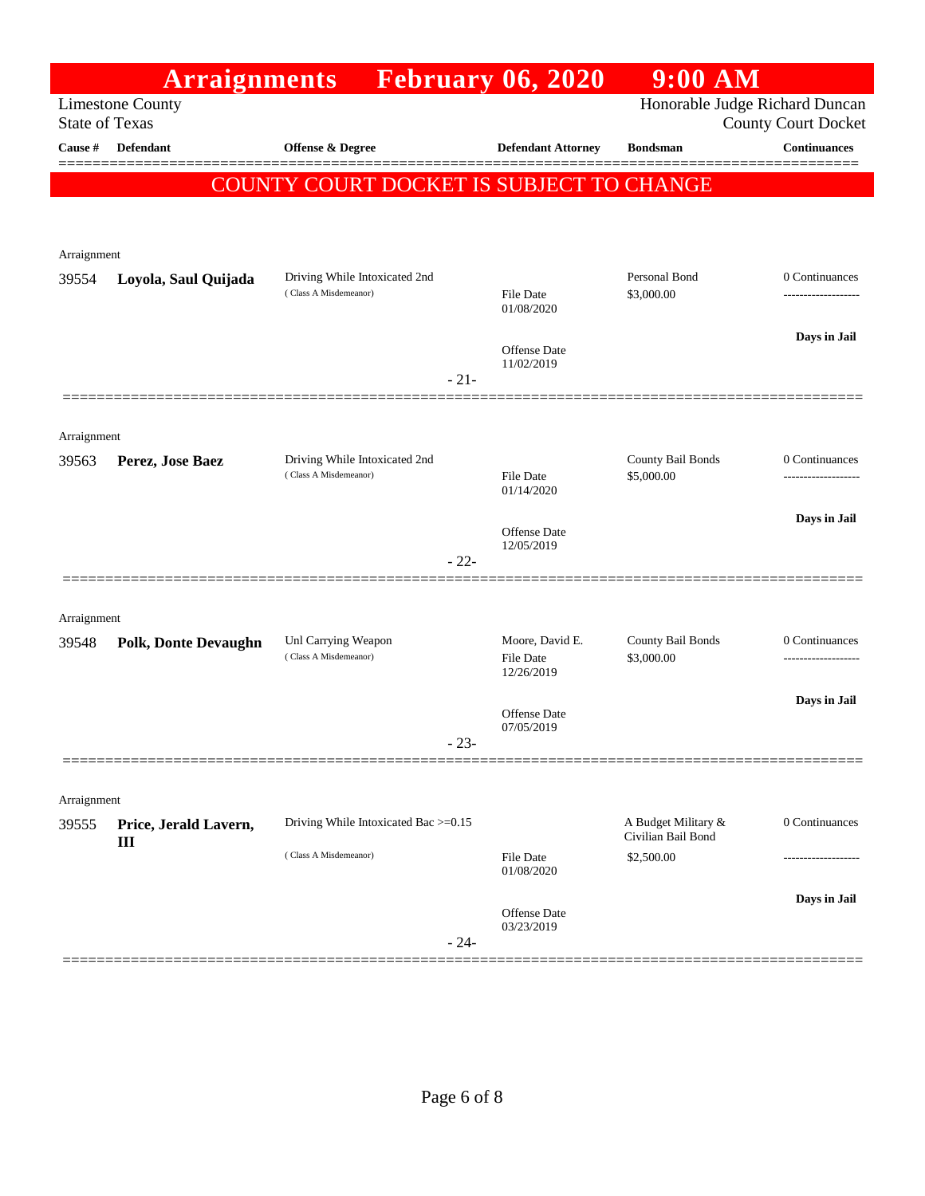# Arraignments February 06, 2020 9:00 AM

Limestone County
State of Texas

Honorable Judge Richard Duncan
County Court Docket

**COUNTY COURT DOCKET IS SUBJECT TO CHANGE**

| Cause # | Defendant | Offense & Degree | Defendant Attorney | Bondsman | Continuances |
|---|---|---|---|---|---|
| Arraignment | | | | | |
| 39554 | **Loyola, Saul Quijada** | Driving While Intoxicated 2nd (Class A Misdemeanor) | File Date 01/08/2020; Offense Date 11/02/2019 | Personal Bond $3,000.00 | 0 Continuances; Days in Jail |
| | | | - 21- | | |
| Arraignment | | | | | |
| 39563 | **Perez, Jose Baez** | Driving While Intoxicated 2nd (Class A Misdemeanor) | File Date 01/14/2020; Offense Date 12/05/2019 | County Bail Bonds $5,000.00 | 0 Continuances; Days in Jail |
| | | | - 22- | | |
| Arraignment | | | | | |
| 39548 | **Polk, Donte Devaughn** | Unl Carrying Weapon (Class A Misdemeanor) | Moore, David E.; File Date 12/26/2019; Offense Date 07/05/2019 | County Bail Bonds $3,000.00 | 0 Continuances; Days in Jail |
| | | | - 23- | | |
| Arraignment | | | | | |
| 39555 | **Price, Jerald Lavern, III** | Driving While Intoxicated Bac >=0.15 (Class A Misdemeanor) | File Date 01/08/2020; Offense Date 03/23/2019 | A Budget Military & Civilian Bail Bond $2,500.00 | 0 Continuances; Days in Jail |
| | | | - 24- | | |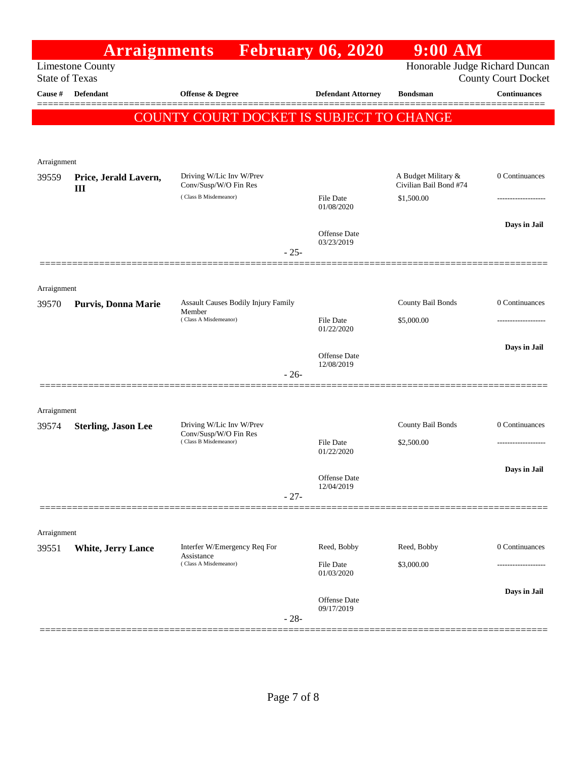# Arraignments February 06, 2020 9:00 AM

Limestone County
State of Texas

Honorable Judge Richard Duncan
County Court Docket

**COUNTY COURT DOCKET IS SUBJECT TO CHANGE**

| Cause # | Defendant | Offense & Degree | Defendant Attorney | Bondsman | Continuances |
|---|---|---|---|---|---|
| Arraignment | | | | | |
| 39559 | **Price, Jerald Lavern, III** | Driving W/Lic Inv W/Prev Conv/Susp/W/O Fin Res (Class B Misdemeanor) | File Date 01/08/2020<br>Offense Date 03/23/2019 | A Budget Military & Civilian Bail Bond #74<br>$1,500.00 | 0 Continuances<br>-------------------<br>**Days in Jail** |
| | | - 25- | | | |
| Arraignment | | | | | |
| 39570 | **Purvis, Donna Marie** | Assault Causes Bodily Injury Family Member (Class A Misdemeanor) | File Date 01/22/2020<br>Offense Date 12/08/2019 | County Bail Bonds<br>$5,000.00 | 0 Continuances<br>-------------------<br>**Days in Jail** |
| | | - 26- | | | |
| Arraignment | | | | | |
| 39574 | **Sterling, Jason Lee** | Driving W/Lic Inv W/Prev Conv/Susp/W/O Fin Res (Class B Misdemeanor) | File Date 01/22/2020<br>Offense Date 12/04/2019 | County Bail Bonds<br>$2,500.00 | 0 Continuances<br>-------------------<br>**Days in Jail** |
| | | - 27- | | | |
| Arraignment | | | | | |
| 39551 | **White, Jerry Lance** | Interfer W/Emergency Req For Assistance (Class A Misdemeanor) | Reed, Bobby<br>File Date 01/03/2020<br>Offense Date 09/17/2019 | Reed, Bobby<br>$3,000.00 | 0 Continuances<br>-------------------<br>**Days in Jail** |
| | | - 28- | | | |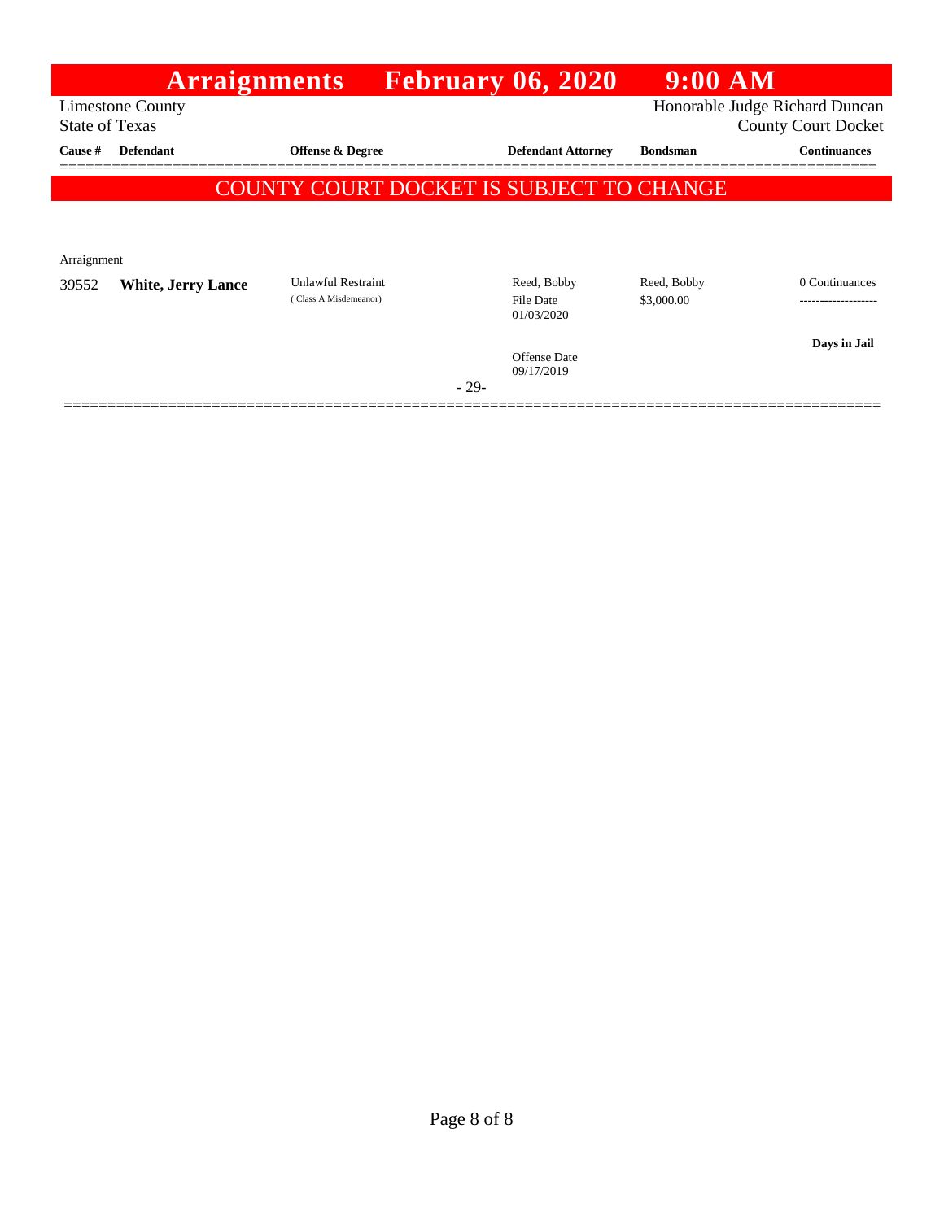# Arraignments February 06, 2020 9:00 AM

Limestone County
State of Texas

Honorable Judge Richard Duncan
County Court Docket

| Cause # | Defendant | Offense & Degree | Defendant Attorney | Bondsman | Continuances |
|---|---|---|---|---|---|

## COUNTY COURT DOCKET IS SUBJECT TO CHANGE

Arraignment

| Cause # | Defendant | Offense & Degree | Defendant Attorney | Bondsman | Continuances |
|---|---|---|---|---|---|
| 39552 | **White, Jerry Lance** | Unlawful Restraint (Class A Misdemeanor) | Reed, Bobby<br>File Date 01/03/2020<br>Offense Date 09/17/2019 | Reed, Bobby<br>$3,000.00 | 0 Continuances<br>-------------------<br>**Days in Jail** |

- 29-